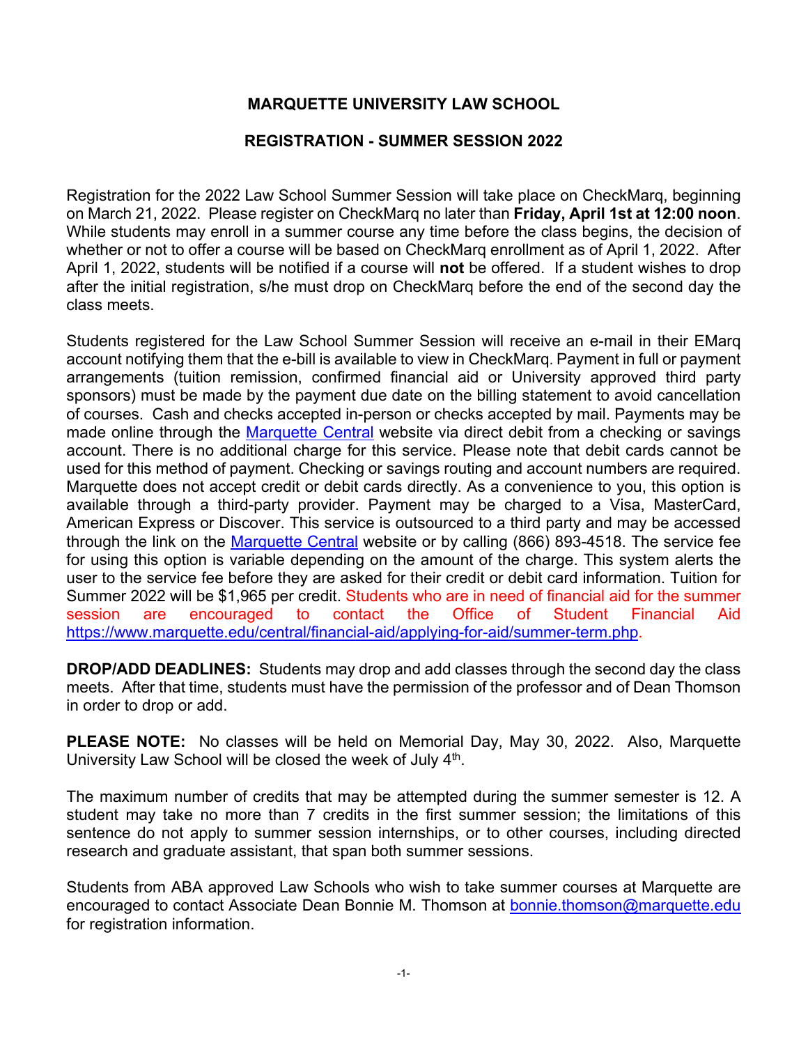# MARQUETTE UNIVERSITY LAW SCHOOL

## REGISTRATION - SUMMER SESSION 2022

Registration for the 2022 Law School Summer Session will take place on CheckMarq, beginning on March 21, 2022. Please register on CheckMarq no later than **Friday, April 1st at 12:00 noon**. While students may enroll in a summer course any time before the class begins, the decision of whether or not to offer a course will be based on CheckMarq enrollment as of April 1, 2022. After April 1, 2022, students will be notified if a course will **not** be offered. If a student wishes to drop after the initial registration, s/he must drop on CheckMarq before the end of the second day the class meets.

Students registered for the Law School Summer Session will receive an e-mail in their EMarq account notifying them that the e-bill is available to view in CheckMarq. Payment in full or payment arrangements (tuition remission, confirmed financial aid or University approved third party sponsors) must be made by the payment due date on the billing statement to avoid cancellation of courses. Cash and checks accepted in-person or checks accepted by mail. Payments may be made online through the Marquette Central website via direct debit from a checking or savings account. There is no additional charge for this service. Please note that debit cards cannot be used for this method of payment. Checking or savings routing and account numbers are required. Marquette does not accept credit or debit cards directly. As a convenience to you, this option is available through a third-party provider. Payment may be charged to a Visa, MasterCard, American Express or Discover. This service is outsourced to a third party and may be accessed through the link on the Marquette Central website or by calling (866) 893-4518. The service fee for using this option is variable depending on the amount of the charge. This system alerts the user to the service fee before they are asked for their credit or debit card information. Tuition for Summer 2022 will be $1,965 per credit. Students who are in need of financial aid for the summer session are encouraged to contact the Office of Student Financial Aid https://www.marquette.edu/central/financial-aid/applying-for-aid/summer-term.php.

**DROP/ADD DEADLINES:** Students may drop and add classes through the second day the class meets. After that time, students must have the permission of the professor and of Dean Thomson in order to drop or add.

**PLEASE NOTE:** No classes will be held on Memorial Day, May 30, 2022. Also, Marquette University Law School will be closed the week of July 4th.

The maximum number of credits that may be attempted during the summer semester is 12. A student may take no more than 7 credits in the first summer session; the limitations of this sentence do not apply to summer session internships, or to other courses, including directed research and graduate assistant, that span both summer sessions.

Students from ABA approved Law Schools who wish to take summer courses at Marquette are encouraged to contact Associate Dean Bonnie M. Thomson at bonnie.thomson@marquette.edu for registration information.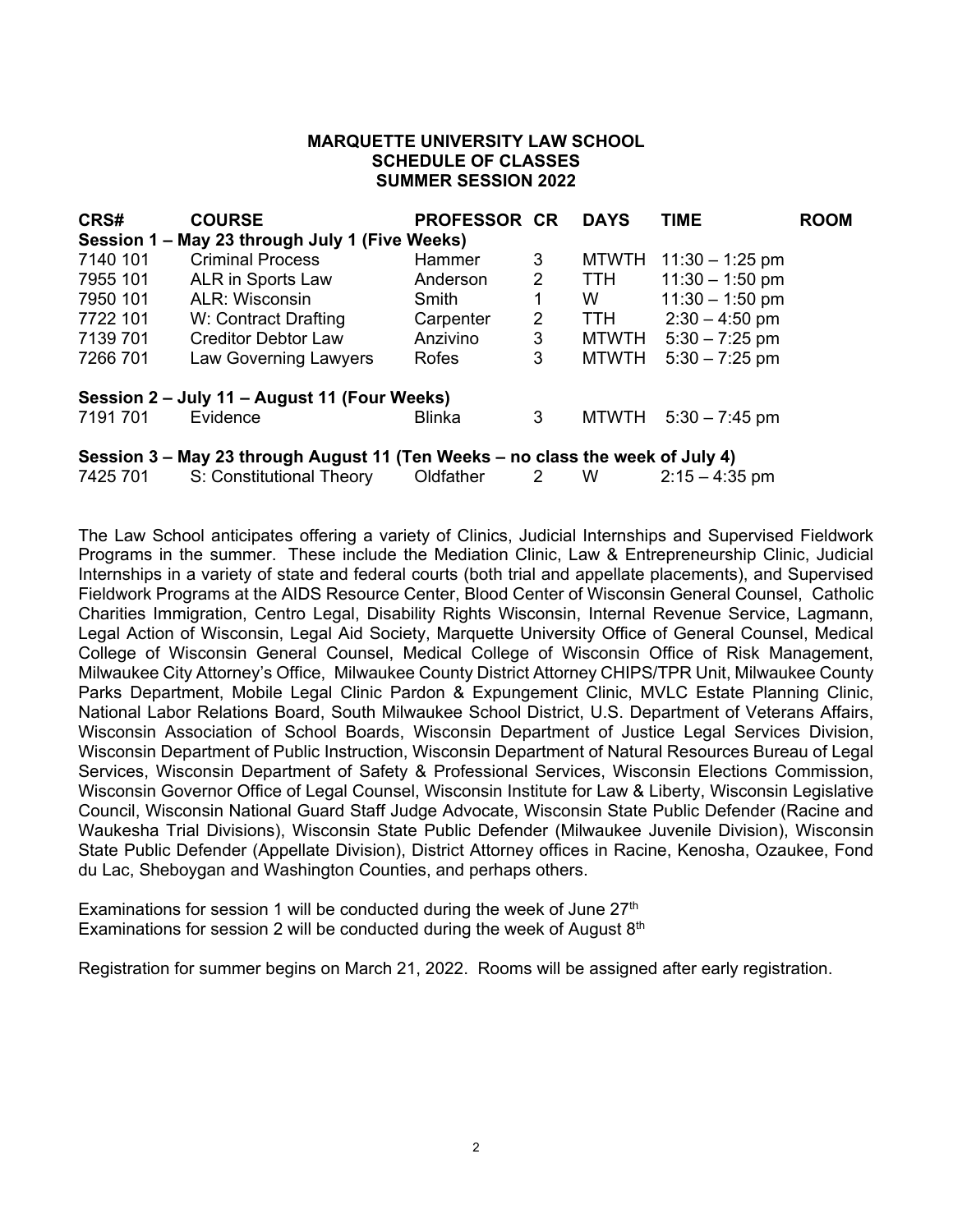# MARQUETTE UNIVERSITY LAW SCHOOL
## SCHEDULE OF CLASSES
## SUMMER SESSION 2022

| CRS# | COURSE | PROFESSOR | CR | DAYS | TIME | ROOM |
|---|---|---|---|---|---|---|
| **Session 1 – May 23 through July 1 (Five Weeks)** | | | | | | |
| 7140 101 | Criminal Process | Hammer | 3 | MTWTH | 11:30 – 1:25 pm | |
| 7955 101 | ALR in Sports Law | Anderson | 2 | TTH | 11:30 – 1:50 pm | |
| 7950 101 | ALR: Wisconsin | Smith | 1 | W | 11:30 – 1:50 pm | |
| 7722 101 | W: Contract Drafting | Carpenter | 2 | TTH | 2:30 – 4:50 pm | |
| 7139 701 | Creditor Debtor Law | Anzivino | 3 | MTWTH | 5:30 – 7:25 pm | |
| 7266 701 | Law Governing Lawyers | Rofes | 3 | MTWTH | 5:30 – 7:25 pm | |
| **Session 2 – July 11 – August 11 (Four Weeks)** | | | | | | |
| 7191 701 | Evidence | Blinka | 3 | MTWTH | 5:30 – 7:45 pm | |
| **Session 3 – May 23 through August 11 (Ten Weeks – no class the week of July 4)** | | | | | | |
| 7425 701 | S: Constitutional Theory | Oldfather | 2 | W | 2:15 – 4:35 pm | |

The Law School anticipates offering a variety of Clinics, Judicial Internships and Supervised Fieldwork Programs in the summer. These include the Mediation Clinic, Law & Entrepreneurship Clinic, Judicial Internships in a variety of state and federal courts (both trial and appellate placements), and Supervised Fieldwork Programs at the AIDS Resource Center, Blood Center of Wisconsin General Counsel, Catholic Charities Immigration, Centro Legal, Disability Rights Wisconsin, Internal Revenue Service, Lagmann, Legal Action of Wisconsin, Legal Aid Society, Marquette University Office of General Counsel, Medical College of Wisconsin General Counsel, Medical College of Wisconsin Office of Risk Management, Milwaukee City Attorney's Office, Milwaukee County District Attorney CHIPS/TPR Unit, Milwaukee County Parks Department, Mobile Legal Clinic Pardon & Expungement Clinic, MVLC Estate Planning Clinic, National Labor Relations Board, South Milwaukee School District, U.S. Department of Veterans Affairs, Wisconsin Association of School Boards, Wisconsin Department of Justice Legal Services Division, Wisconsin Department of Public Instruction, Wisconsin Department of Natural Resources Bureau of Legal Services, Wisconsin Department of Safety & Professional Services, Wisconsin Elections Commission, Wisconsin Governor Office of Legal Counsel, Wisconsin Institute for Law & Liberty, Wisconsin Legislative Council, Wisconsin National Guard Staff Judge Advocate, Wisconsin State Public Defender (Racine and Waukesha Trial Divisions), Wisconsin State Public Defender (Milwaukee Juvenile Division), Wisconsin State Public Defender (Appellate Division), District Attorney offices in Racine, Kenosha, Ozaukee, Fond du Lac, Sheboygan and Washington Counties, and perhaps others.

Examinations for session 1 will be conducted during the week of June 27th
Examinations for session 2 will be conducted during the week of August 8th

Registration for summer begins on March 21, 2022. Rooms will be assigned after early registration.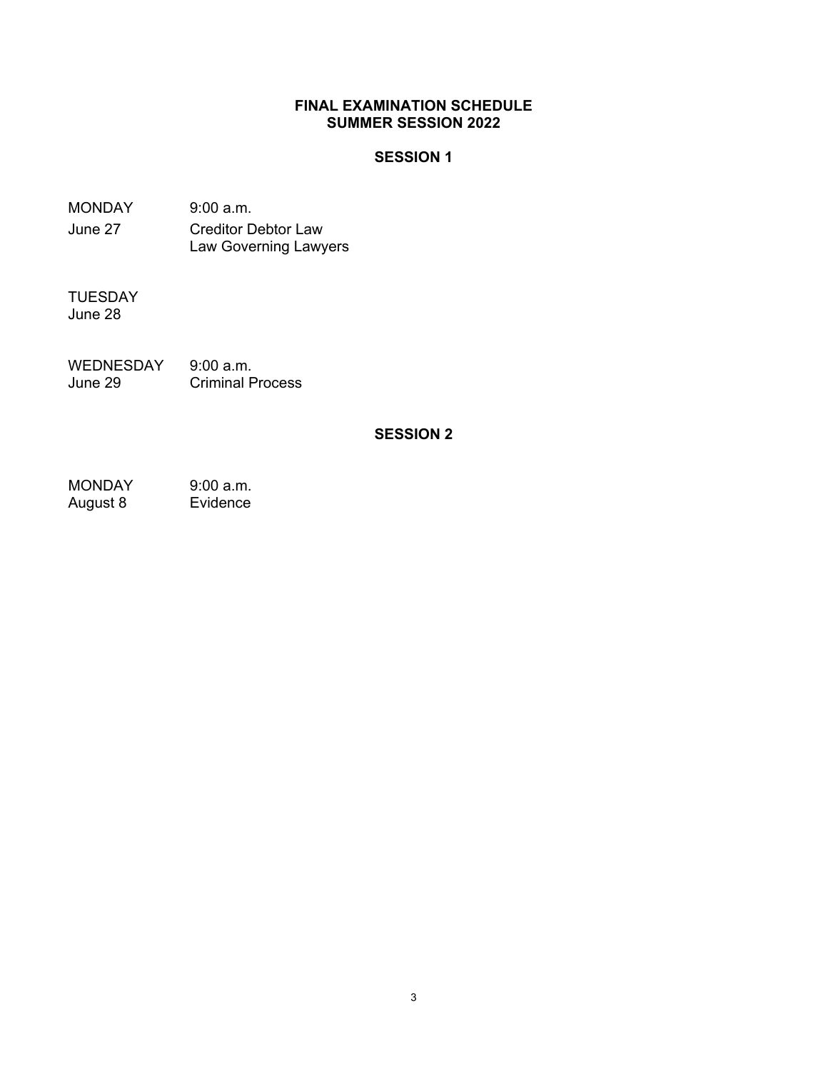# FINAL EXAMINATION SCHEDULE
# SUMMER SESSION 2022

## SESSION 1

| | |
|---|---|
| MONDAY | 9:00 a.m. |
| June 27 | Creditor Debtor Law<br>Law Governing Lawyers |
| TUESDAY<br>June 28 | |
| WEDNESDAY | 9:00 a.m. |
| June 29 | Criminal Process |

## SESSION 2

| | |
|---|---|
| MONDAY | 9:00 a.m. |
| August 8 | Evidence |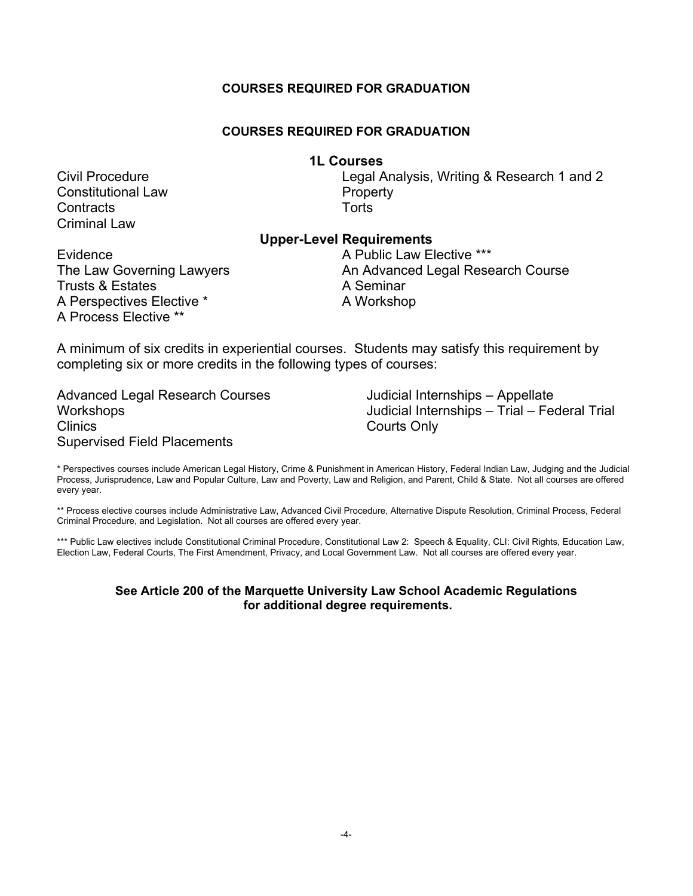## COURSES REQUIRED FOR GRADUATION

## COURSES REQUIRED FOR GRADUATION

### 1L Courses

- Civil Procedure
- Constitutional Law
- Contracts
- Criminal Law
- Legal Analysis, Writing & Research 1 and 2
- Property
- Torts

### Upper-Level Requirements

- Evidence
- The Law Governing Lawyers
- Trusts & Estates
- A Perspectives Elective *
- A Process Elective **
- A Public Law Elective ***
- An Advanced Legal Research Course
- A Seminar
- A Workshop

A minimum of six credits in experiential courses. Students may satisfy this requirement by completing six or more credits in the following types of courses:

- Advanced Legal Research Courses
- Workshops
- Clinics
- Supervised Field Placements
- Judicial Internships – Appellate
- Judicial Internships – Trial – Federal Trial Courts Only

* Perspectives courses include American Legal History, Crime & Punishment in American History, Federal Indian Law, Judging and the Judicial Process, Jurisprudence, Law and Popular Culture, Law and Poverty, Law and Religion, and Parent, Child & State. Not all courses are offered every year.

** Process elective courses include Administrative Law, Advanced Civil Procedure, Alternative Dispute Resolution, Criminal Process, Federal Criminal Procedure, and Legislation. Not all courses are offered every year.

*** Public Law electives include Constitutional Criminal Procedure, Constitutional Law 2: Speech & Equality, CLI: Civil Rights, Education Law, Election Law, Federal Courts, The First Amendment, Privacy, and Local Government Law. Not all courses are offered every year.

**See Article 200 of the Marquette University Law School Academic Regulations for additional degree requirements.**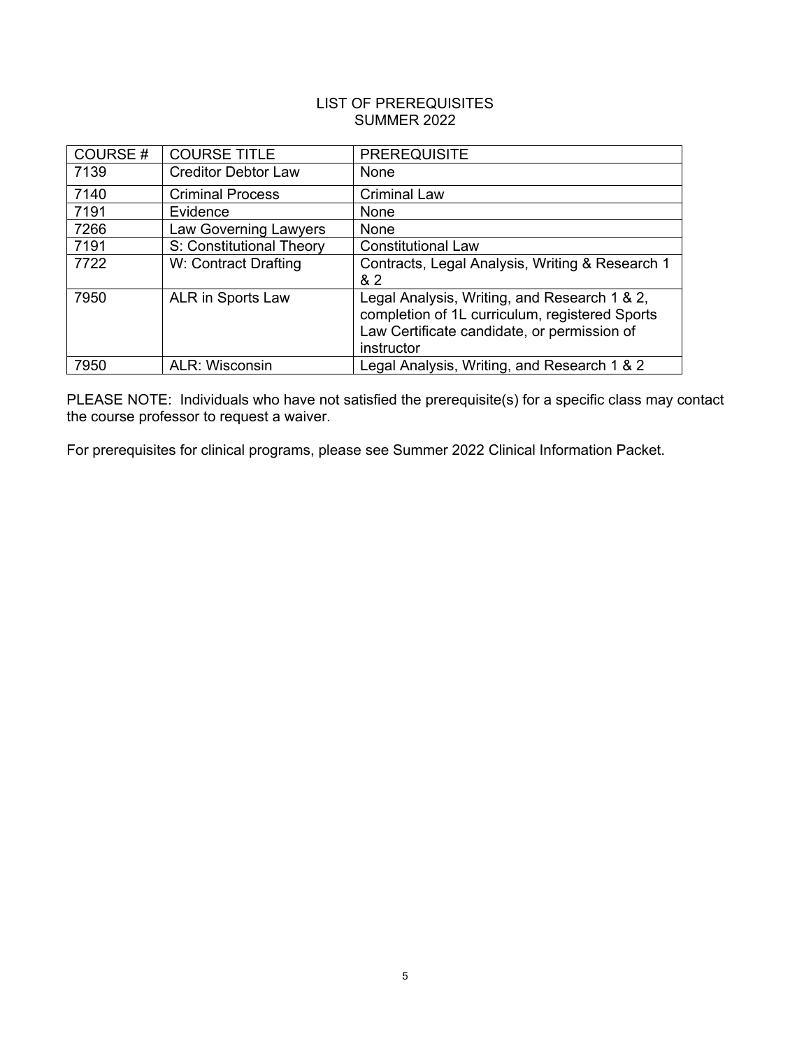# LIST OF PREREQUISITES
## SUMMER 2022

| COURSE # | COURSE TITLE | PREREQUISITE |
|---|---|---|
| 7139 | Creditor Debtor Law | None |
| 7140 | Criminal Process | Criminal Law |
| 7191 | Evidence | None |
| 7266 | Law Governing Lawyers | None |
| 7191 | S: Constitutional Theory | Constitutional Law |
| 7722 | W: Contract Drafting | Contracts, Legal Analysis, Writing & Research 1 & 2 |
| 7950 | ALR in Sports Law | Legal Analysis, Writing, and Research 1 & 2, completion of 1L curriculum, registered Sports Law Certificate candidate, or permission of instructor |
| 7950 | ALR: Wisconsin | Legal Analysis, Writing, and Research 1 & 2 |

PLEASE NOTE: Individuals who have not satisfied the prerequisite(s) for a specific class may contact the course professor to request a waiver.

For prerequisites for clinical programs, please see Summer 2022 Clinical Information Packet.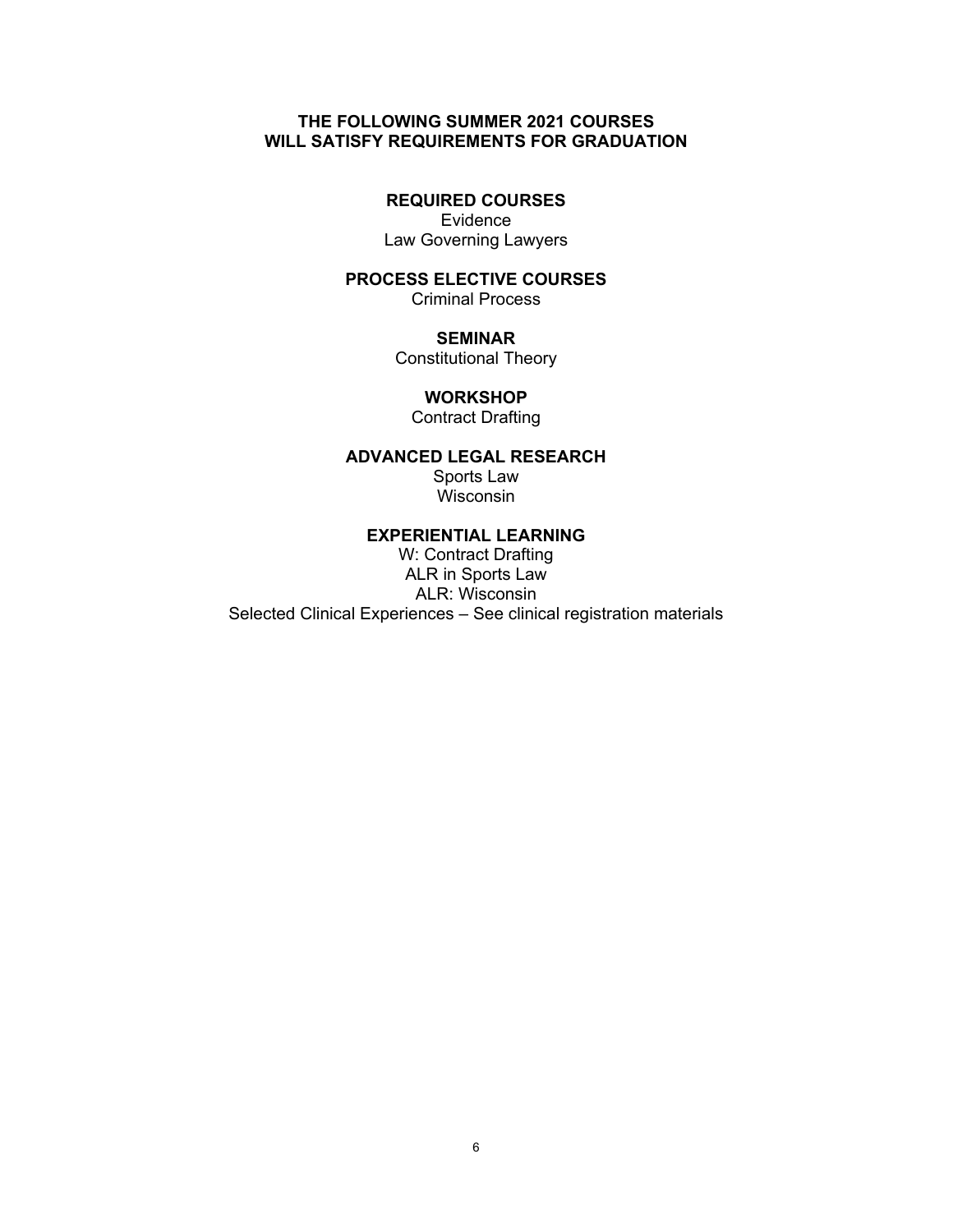# THE FOLLOWING SUMMER 2021 COURSES WILL SATISFY REQUIREMENTS FOR GRADUATION

## REQUIRED COURSES

Evidence
Law Governing Lawyers

## PROCESS ELECTIVE COURSES

Criminal Process

## SEMINAR

Constitutional Theory

## WORKSHOP

Contract Drafting

## ADVANCED LEGAL RESEARCH

Sports Law
Wisconsin

## EXPERIENTIAL LEARNING

W: Contract Drafting
ALR in Sports Law
ALR: Wisconsin
Selected Clinical Experiences – See clinical registration materials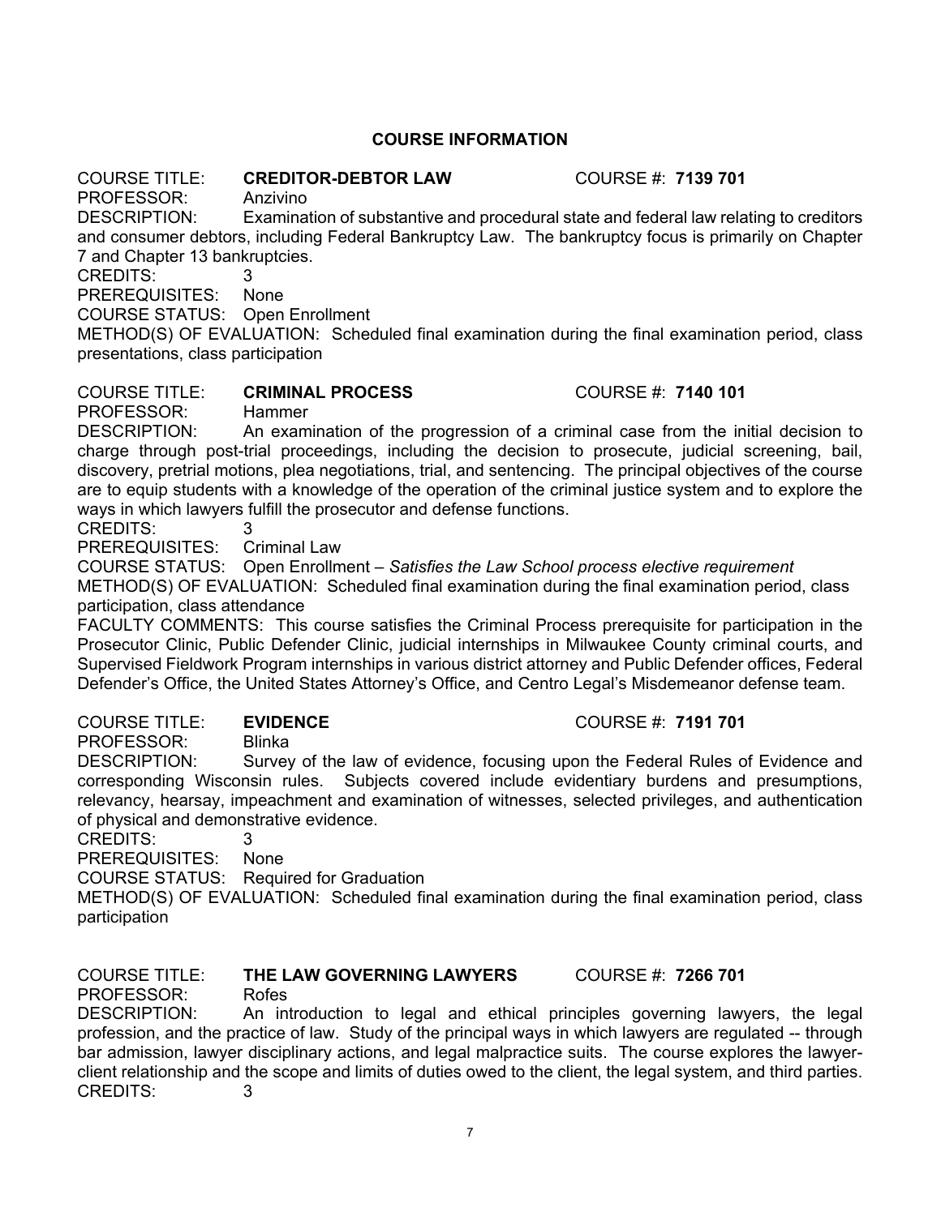## COURSE INFORMATION

COURSE TITLE: **CREDITOR-DEBTOR LAW** COURSE #: **7139 701**
PROFESSOR: Anzivino
DESCRIPTION: Examination of substantive and procedural state and federal law relating to creditors and consumer debtors, including Federal Bankruptcy Law. The bankruptcy focus is primarily on Chapter 7 and Chapter 13 bankruptcies.
CREDITS: 3
PREREQUISITES: None
COURSE STATUS: Open Enrollment
METHOD(S) OF EVALUATION: Scheduled final examination during the final examination period, class presentations, class participation

COURSE TITLE: **CRIMINAL PROCESS** COURSE #: **7140 101**
PROFESSOR: Hammer
DESCRIPTION: An examination of the progression of a criminal case from the initial decision to charge through post-trial proceedings, including the decision to prosecute, judicial screening, bail, discovery, pretrial motions, plea negotiations, trial, and sentencing. The principal objectives of the course are to equip students with a knowledge of the operation of the criminal justice system and to explore the ways in which lawyers fulfill the prosecutor and defense functions.
CREDITS: 3
PREREQUISITES: Criminal Law
COURSE STATUS: Open Enrollment – *Satisfies the Law School process elective requirement*
METHOD(S) OF EVALUATION: Scheduled final examination during the final examination period, class participation, class attendance
FACULTY COMMENTS: This course satisfies the Criminal Process prerequisite for participation in the Prosecutor Clinic, Public Defender Clinic, judicial internships in Milwaukee County criminal courts, and Supervised Fieldwork Program internships in various district attorney and Public Defender offices, Federal Defender's Office, the United States Attorney's Office, and Centro Legal's Misdemeanor defense team.

COURSE TITLE: **EVIDENCE** COURSE #: **7191 701**
PROFESSOR: Blinka
DESCRIPTION: Survey of the law of evidence, focusing upon the Federal Rules of Evidence and corresponding Wisconsin rules. Subjects covered include evidentiary burdens and presumptions, relevancy, hearsay, impeachment and examination of witnesses, selected privileges, and authentication of physical and demonstrative evidence.
CREDITS: 3
PREREQUISITES: None
COURSE STATUS: Required for Graduation
METHOD(S) OF EVALUATION: Scheduled final examination during the final examination period, class participation

COURSE TITLE: **THE LAW GOVERNING LAWYERS** COURSE #: **7266 701**
PROFESSOR: Rofes
DESCRIPTION: An introduction to legal and ethical principles governing lawyers, the legal profession, and the practice of law. Study of the principal ways in which lawyers are regulated -- through bar admission, lawyer disciplinary actions, and legal malpractice suits. The course explores the lawyer-client relationship and the scope and limits of duties owed to the client, the legal system, and third parties.
CREDITS: 3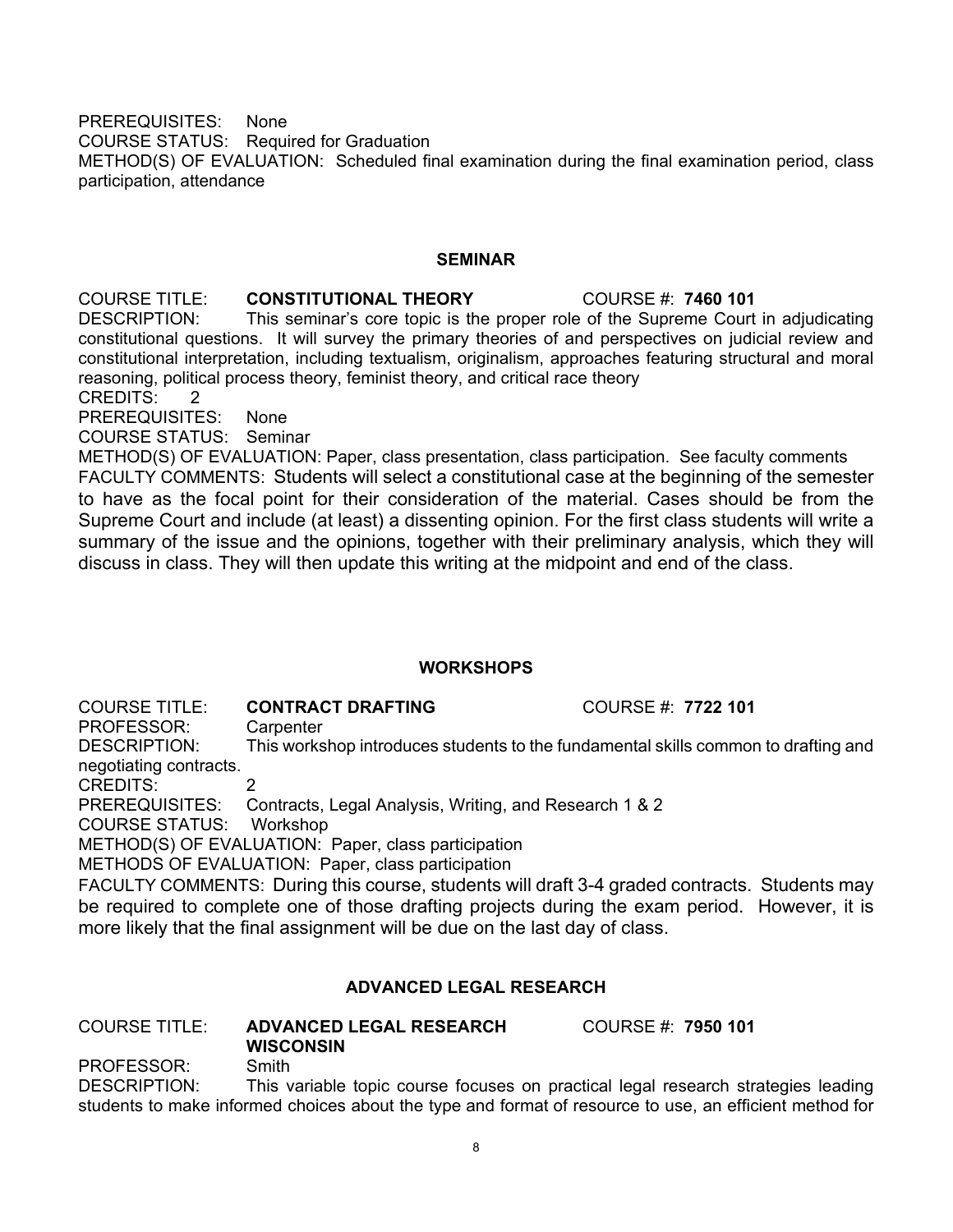PREREQUISITES: None
COURSE STATUS: Required for Graduation
METHOD(S) OF EVALUATION: Scheduled final examination during the final examination period, class participation, attendance

## SEMINAR

COURSE TITLE: **CONSTITUTIONAL THEORY** COURSE #: **7460 101**
DESCRIPTION: This seminar's core topic is the proper role of the Supreme Court in adjudicating constitutional questions. It will survey the primary theories of and perspectives on judicial review and constitutional interpretation, including textualism, originalism, approaches featuring structural and moral reasoning, political process theory, feminist theory, and critical race theory
CREDITS: 2
PREREQUISITES: None
COURSE STATUS: Seminar
METHOD(S) OF EVALUATION: Paper, class presentation, class participation. See faculty comments
FACULTY COMMENTS: Students will select a constitutional case at the beginning of the semester to have as the focal point for their consideration of the material. Cases should be from the Supreme Court and include (at least) a dissenting opinion. For the first class students will write a summary of the issue and the opinions, together with their preliminary analysis, which they will discuss in class. They will then update this writing at the midpoint and end of the class.

## WORKSHOPS

COURSE TITLE: **CONTRACT DRAFTING** COURSE #: **7722 101**
PROFESSOR: Carpenter
DESCRIPTION: This workshop introduces students to the fundamental skills common to drafting and negotiating contracts.
CREDITS: 2
PREREQUISITES: Contracts, Legal Analysis, Writing, and Research 1 & 2
COURSE STATUS: Workshop
METHOD(S) OF EVALUATION: Paper, class participation
METHODS OF EVALUATION: Paper, class participation
FACULTY COMMENTS: During this course, students will draft 3-4 graded contracts. Students may be required to complete one of those drafting projects during the exam period. However, it is more likely that the final assignment will be due on the last day of class.

## ADVANCED LEGAL RESEARCH

COURSE TITLE: **ADVANCED LEGAL RESEARCH WISCONSIN** COURSE #: **7950 101**
PROFESSOR: Smith
DESCRIPTION: This variable topic course focuses on practical legal research strategies leading students to make informed choices about the type and format of resource to use, an efficient method for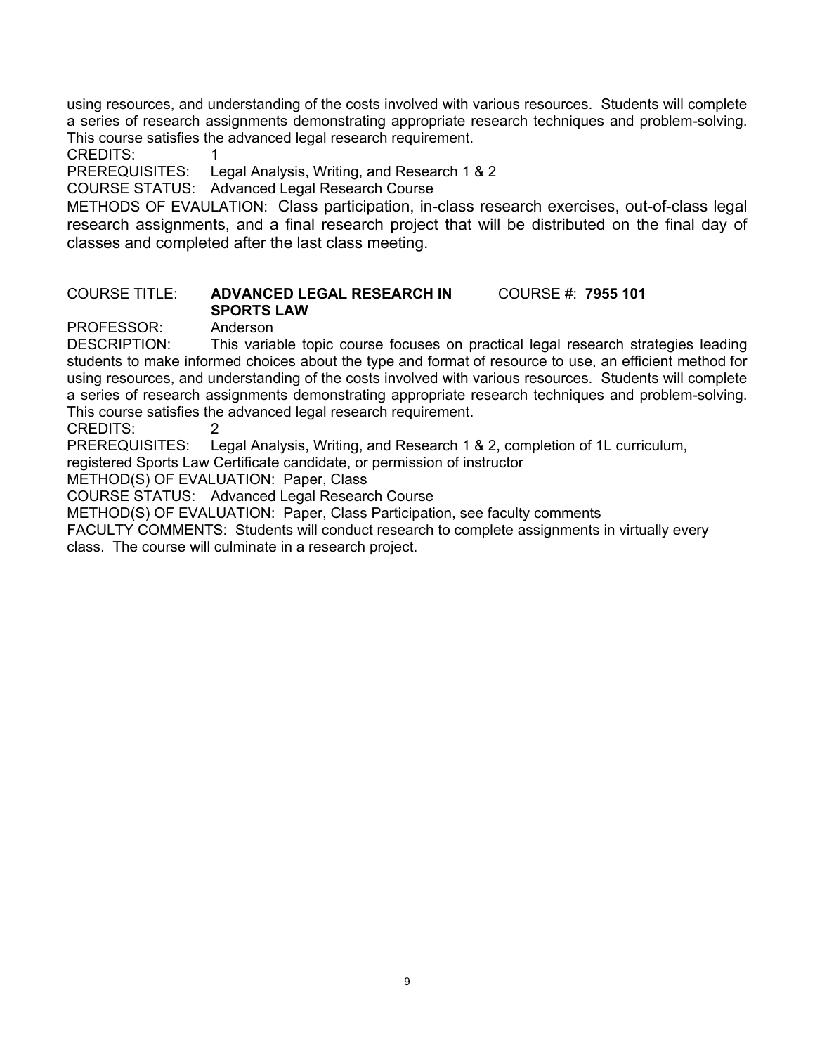using resources, and understanding of the costs involved with various resources. Students will complete a series of research assignments demonstrating appropriate research techniques and problem-solving. This course satisfies the advanced legal research requirement.

CREDITS: 1

PREREQUISITES: Legal Analysis, Writing, and Research 1 & 2

COURSE STATUS: Advanced Legal Research Course

METHODS OF EVALUATION: Class participation, in-class research exercises, out-of-class legal research assignments, and a final research project that will be distributed on the final day of classes and completed after the last class meeting.

COURSE TITLE: **ADVANCED LEGAL RESEARCH IN SPORTS LAW** COURSE #: **7955 101**

PROFESSOR: Anderson

DESCRIPTION: This variable topic course focuses on practical legal research strategies leading students to make informed choices about the type and format of resource to use, an efficient method for using resources, and understanding of the costs involved with various resources. Students will complete a series of research assignments demonstrating appropriate research techniques and problem-solving. This course satisfies the advanced legal research requirement.

CREDITS: 2

PREREQUISITES: Legal Analysis, Writing, and Research 1 & 2, completion of 1L curriculum, registered Sports Law Certificate candidate, or permission of instructor

METHOD(S) OF EVALUATION: Paper, Class

COURSE STATUS: Advanced Legal Research Course

METHOD(S) OF EVALUATION: Paper, Class Participation, see faculty comments

FACULTY COMMENTS: Students will conduct research to complete assignments in virtually every class. The course will culminate in a research project.